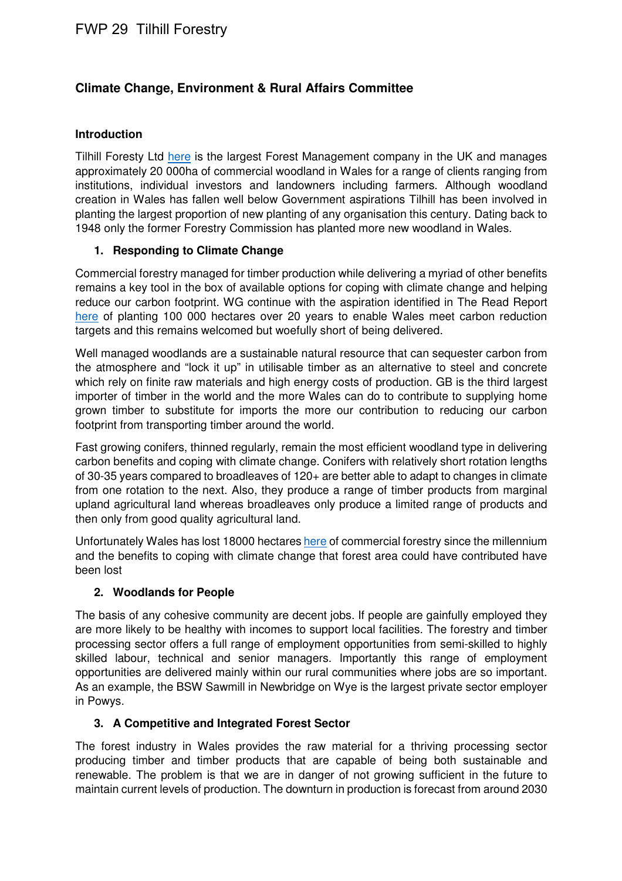FWP 29 Tilhill Forestry

## Climate Change, Environment & Rural Affairs Committee

### Introduction

Tilhill Foresty Ltd here is the largest Forest Management company in the UK and manages approximately 20 000ha of commercial woodland in Wales for a range of clients ranging from institutions, individual investors and landowners including farmers. Although woodland creation in Wales has fallen well below Government aspirations Tilhill has been involved in planting the largest proportion of new planting of any organisation this century. Dating back to 1948 only the former Forestry Commission has planted more new woodland in Wales.

### 1. Responding to Climate Change

Commercial forestry managed for timber production while delivering a myriad of other benefits remains a key tool in the box of available options for coping with climate change and helping reduce our carbon footprint. WG continue with the aspiration identified in The Read Report here of planting 100 000 hectares over 20 years to enable Wales meet carbon reduction targets and this remains welcomed but woefully short of being delivered.

Well managed woodlands are a sustainable natural resource that can sequester carbon from the atmosphere and "lock it up" in utilisable timber as an alternative to steel and concrete which rely on finite raw materials and high energy costs of production. GB is the third largest importer of timber in the world and the more Wales can do to contribute to supplying home grown timber to substitute for imports the more our contribution to reducing our carbon footprint from transporting timber around the world.

Fast growing conifers, thinned regularly, remain the most efficient woodland type in delivering carbon benefits and coping with climate change. Conifers with relatively short rotation lengths of 30-35 years compared to broadleaves of 120+ are better able to adapt to changes in climate from one rotation to the next. Also, they produce a range of timber products from marginal upland agricultural land whereas broadleaves only produce a limited range of products and then only from good quality agricultural land.

Unfortunately Wales has lost 18000 hectares here of commercial forestry since the millennium and the benefits to coping with climate change that forest area could have contributed have been lost

### 2. Woodlands for People

The basis of any cohesive community are decent jobs. If people are gainfully employed they are more likely to be healthy with incomes to support local facilities. The forestry and timber processing sector offers a full range of employment opportunities from semi-skilled to highly skilled labour, technical and senior managers. Importantly this range of employment opportunities are delivered mainly within our rural communities where jobs are so important. As an example, the BSW Sawmill in Newbridge on Wye is the largest private sector employer in Powys.

### 3. A Competitive and Integrated Forest Sector

The forest industry in Wales provides the raw material for a thriving processing sector producing timber and timber products that are capable of being both sustainable and renewable. The problem is that we are in danger of not growing sufficient in the future to maintain current levels of production. The downturn in production is forecast from around 2030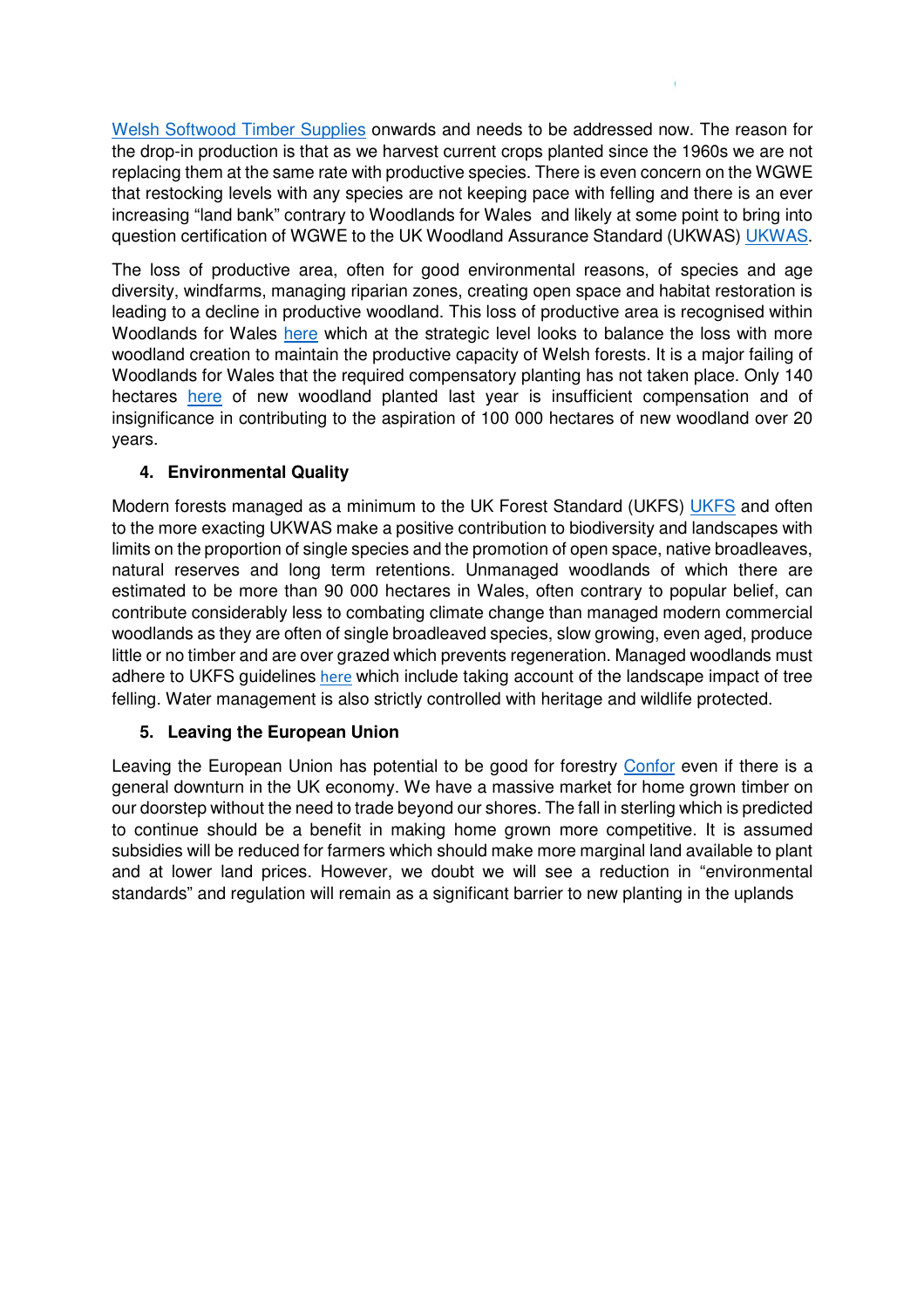Welsh Softwood Timber Supplies onwards and needs to be addressed now. The reason for the drop-in production is that as we harvest current crops planted since the 1960s we are not replacing them at the same rate with productive species. There is even concern on the WGWE that restocking levels with any species are not keeping pace with felling and there is an ever increasing "land bank" contrary to Woodlands for Wales and likely at some point to bring into question certification of WGWE to the UK Woodland Assurance Standard (UKWAS) UKWAS.

The loss of productive area, often for good environmental reasons, of species and age diversity, windfarms, managing riparian zones, creating open space and habitat restoration is leading to a decline in productive woodland. This loss of productive area is recognised within Woodlands for Wales here which at the strategic level looks to balance the loss with more woodland creation to maintain the productive capacity of Welsh forests. It is a major failing of Woodlands for Wales that the required compensatory planting has not taken place. Only 140 hectares here of new woodland planted last year is insufficient compensation and of insignificance in contributing to the aspiration of 100 000 hectares of new woodland over 20 years.

**4. Environmental Quality**

Modern forests managed as a minimum to the UK Forest Standard (UKFS) UKFS and often to the more exacting UKWAS make a positive contribution to biodiversity and landscapes with limits on the proportion of single species and the promotion of open space, native broadleaves, natural reserves and long term retentions. Unmanaged woodlands of which there are estimated to be more than 90 000 hectares in Wales, often contrary to popular belief, can contribute considerably less to combating climate change than managed modern commercial woodlands as they are often of single broadleaved species, slow growing, even aged, produce little or no timber and are over grazed which prevents regeneration. Managed woodlands must adhere to UKFS guidelines here which include taking account of the landscape impact of tree felling. Water management is also strictly controlled with heritage and wildlife protected.

**5. Leaving the European Union**

Leaving the European Union has potential to be good for forestry Confor even if there is a general downturn in the UK economy. We have a massive market for home grown timber on our doorstep without the need to trade beyond our shores. The fall in sterling which is predicted to continue should be a benefit in making home grown more competitive. It is assumed subsidies will be reduced for farmers which should make more marginal land available to plant and at lower land prices. However, we doubt we will see a reduction in "environmental standards" and regulation will remain as a significant barrier to new planting in the uplands